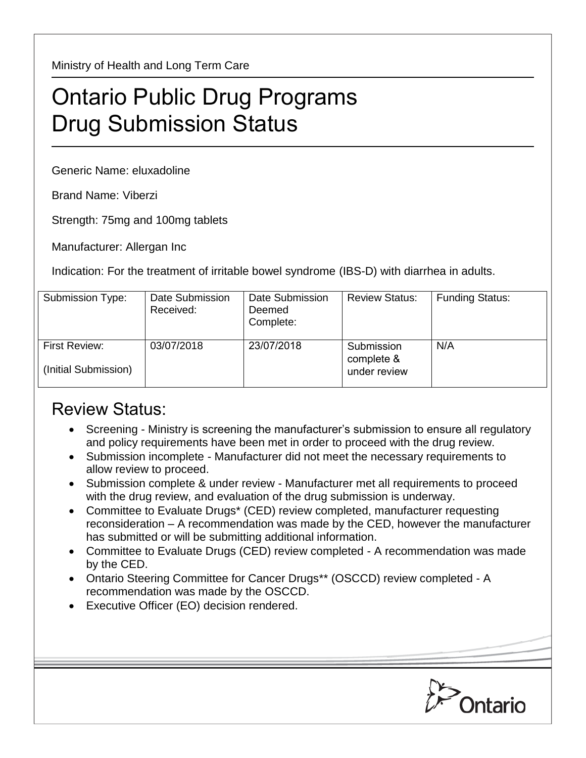Ministry of Health and Long Term Care

# Ontario Public Drug Programs
# Drug Submission Status

Generic Name: eluxadoline

Brand Name: Viberzi

Strength: 75mg and 100mg tablets

Manufacturer: Allergan Inc

Indication: For the treatment of irritable bowel syndrome (IBS-D) with diarrhea in adults.

| Submission Type: | Date Submission Received: | Date Submission Deemed Complete: | Review Status: | Funding Status: |
|---|---|---|---|---|
| First Review: (Initial Submission) | 03/07/2018 | 23/07/2018 | Submission complete & under review | N/A |

## Review Status:

- Screening - Ministry is screening the manufacturer's submission to ensure all regulatory and policy requirements have been met in order to proceed with the drug review.
- Submission incomplete - Manufacturer did not meet the necessary requirements to allow review to proceed.
- Submission complete & under review - Manufacturer met all requirements to proceed with the drug review, and evaluation of the drug submission is underway.
- Committee to Evaluate Drugs* (CED) review completed, manufacturer requesting reconsideration – A recommendation was made by the CED, however the manufacturer has submitted or will be submitting additional information.
- Committee to Evaluate Drugs (CED) review completed - A recommendation was made by the CED.
- Ontario Steering Committee for Cancer Drugs** (OSCCD) review completed - A recommendation was made by the OSCCD.
- Executive Officer (EO) decision rendered.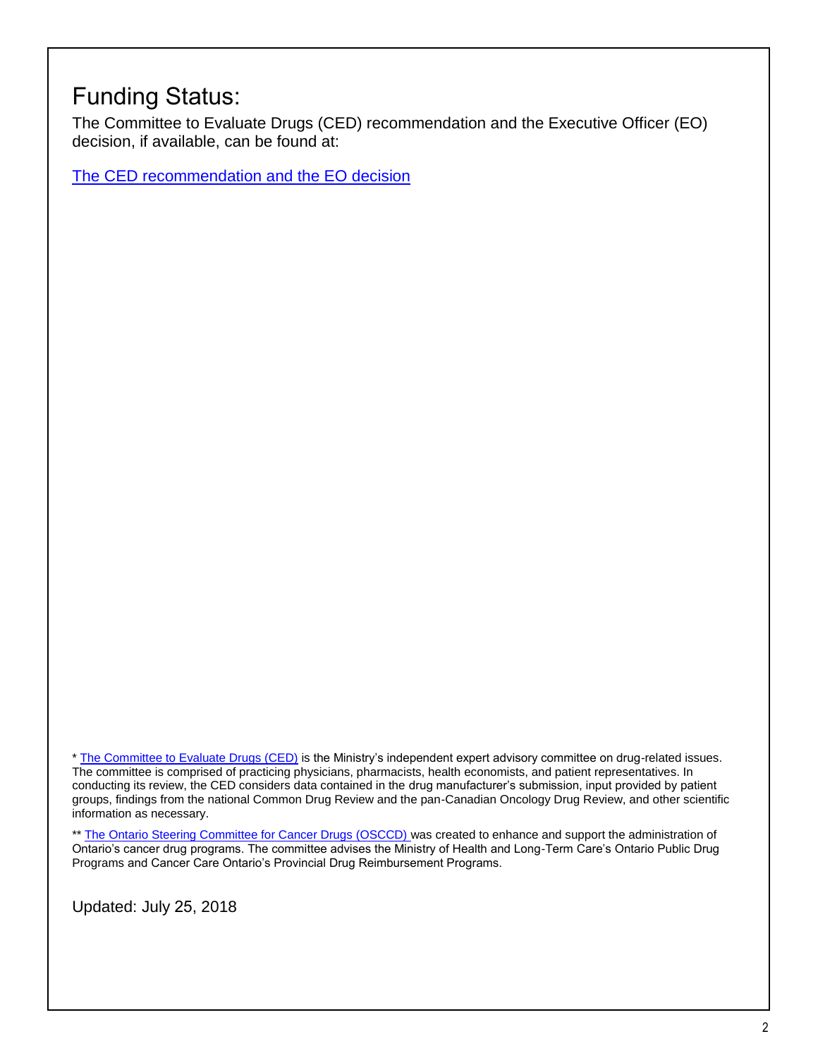# Funding Status:

The Committee to Evaluate Drugs (CED) recommendation and the Executive Officer (EO) decision, if available, can be found at:

The CED recommendation and the EO decision

* The Committee to Evaluate Drugs (CED) is the Ministry's independent expert advisory committee on drug-related issues. The committee is comprised of practicing physicians, pharmacists, health economists, and patient representatives. In conducting its review, the CED considers data contained in the drug manufacturer's submission, input provided by patient groups, findings from the national Common Drug Review and the pan-Canadian Oncology Drug Review, and other scientific information as necessary.

** The Ontario Steering Committee for Cancer Drugs (OSCCD) was created to enhance and support the administration of Ontario's cancer drug programs. The committee advises the Ministry of Health and Long-Term Care's Ontario Public Drug Programs and Cancer Care Ontario's Provincial Drug Reimbursement Programs.

Updated: July 25, 2018